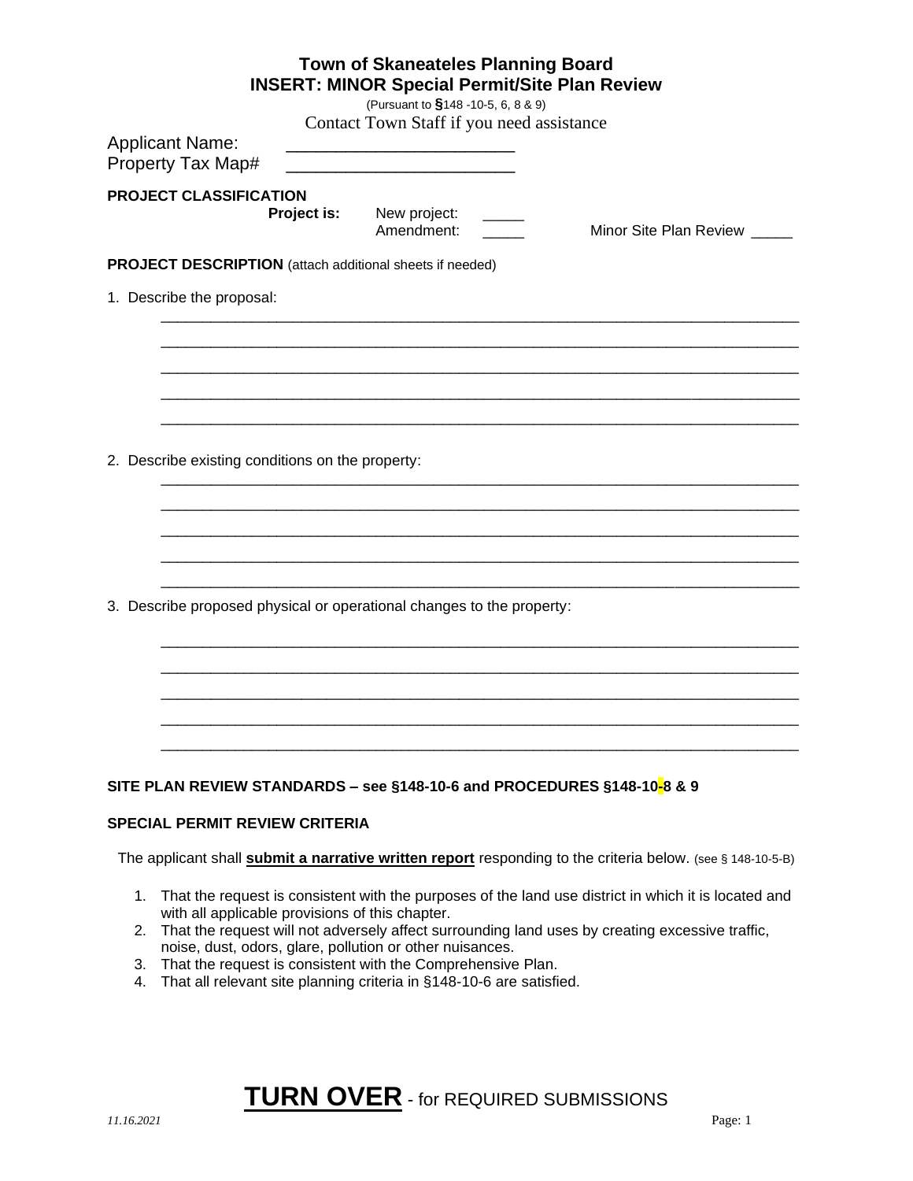# Town of Skaneateles Planning Board
## INSERT: MINOR Special Permit/Site Plan Review

(Pursuant to §148 -10-5, 6, 8 & 9)

Contact Town Staff if you need assistance

Applicant Name: ________________________

Property Tax Map# ________________________

**PROJECT CLASSIFICATION**

**Project is:** New project: _____

Amendment: _____ Minor Site Plan Review _____

**PROJECT DESCRIPTION** (attach additional sheets if needed)

1. Describe the proposal:

___________________________________________________________________________

___________________________________________________________________________

___________________________________________________________________________

___________________________________________________________________________

___________________________________________________________________________

2. Describe existing conditions on the property:

___________________________________________________________________________

___________________________________________________________________________

___________________________________________________________________________

___________________________________________________________________________

___________________________________________________________________________

3. Describe proposed physical or operational changes to the property:

___________________________________________________________________________

___________________________________________________________________________

___________________________________________________________________________

___________________________________________________________________________

___________________________________________________________________________

**SITE PLAN REVIEW STANDARDS – see §148-10-6 and PROCEDURES §148-10-8 & 9**

**SPECIAL PERMIT REVIEW CRITERIA**

The applicant shall **submit a narrative written report** responding to the criteria below. (see § 148-10-5-B)

1. That the request is consistent with the purposes of the land use district in which it is located and with all applicable provisions of this chapter.
2. That the request will not adversely affect surrounding land uses by creating excessive traffic, noise, dust, odors, glare, pollution or other nuisances.
3. That the request is consistent with the Comprehensive Plan.
4. That all relevant site planning criteria in §148-10-6 are satisfied.

**TURN OVER** - for REQUIRED SUBMISSIONS

*11.16.2021*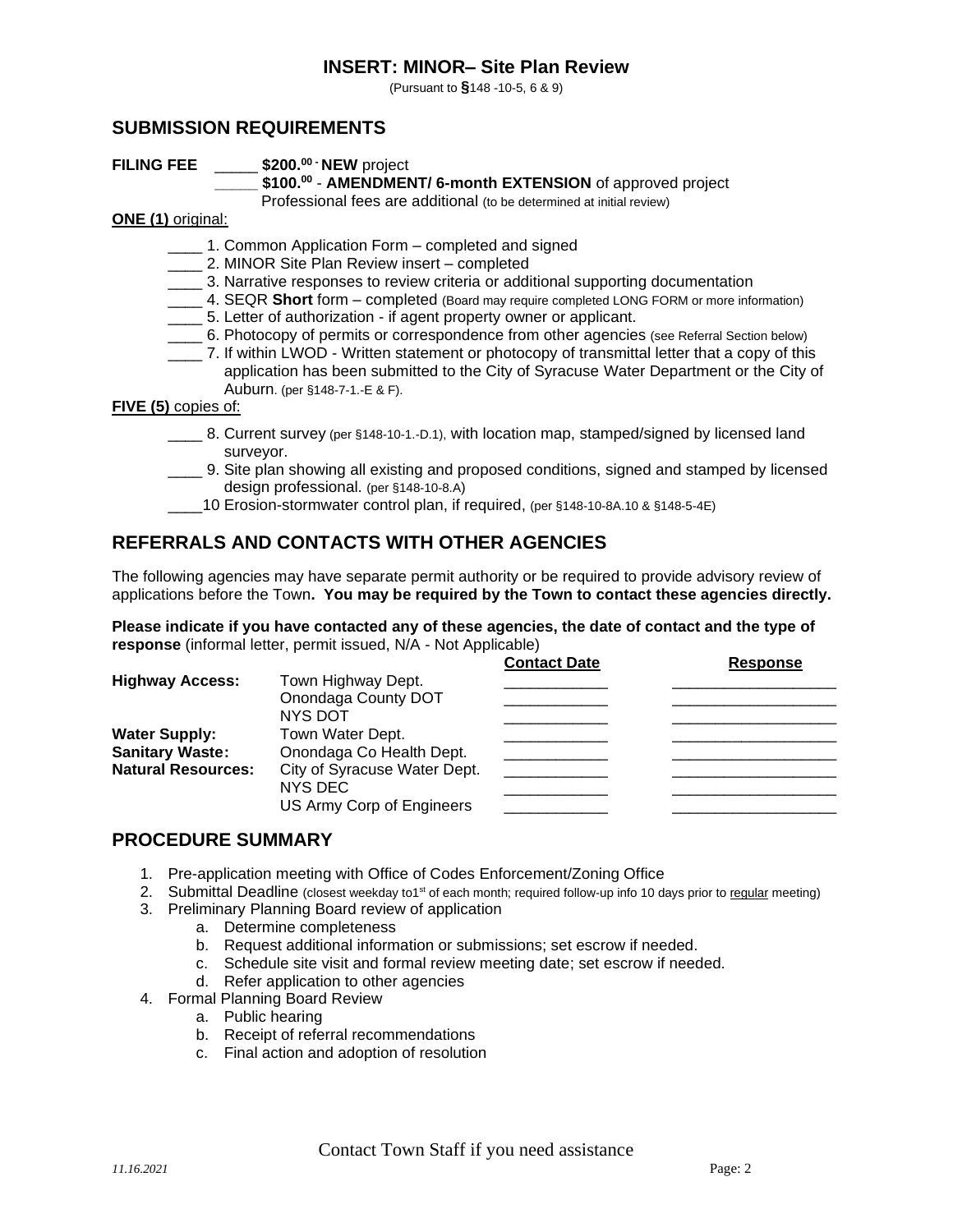# INSERT: MINOR– Site Plan Review

(Pursuant to §148 -10-5, 6 & 9)

## SUBMISSION REQUIREMENTS

**FILING FEE** _____ **$200.00 - NEW** project
_____ **$100.00** - **AMENDMENT/ 6-month EXTENSION** of approved project
Professional fees are additional (to be determined at initial review)

**ONE (1)** original:

____ 1. Common Application Form – completed and signed
____ 2. MINOR Site Plan Review insert – completed
____ 3. Narrative responses to review criteria or additional supporting documentation
____ 4. SEQR **Short** form – completed (Board may require completed LONG FORM or more information)
____ 5. Letter of authorization - if agent property owner or applicant.
____ 6. Photocopy of permits or correspondence from other agencies (see Referral Section below)
____ 7. If within LWOD - Written statement or photocopy of transmittal letter that a copy of this application has been submitted to the City of Syracuse Water Department or the City of Auburn. (per §148-7-1.-E & F).

**FIVE (5)** copies of:

____ 8. Current survey (per §148-10-1.-D.1), with location map, stamped/signed by licensed land surveyor.
____ 9. Site plan showing all existing and proposed conditions, signed and stamped by licensed design professional. (per §148-10-8.A)
____10 Erosion-stormwater control plan, if required, (per §148-10-8A.10 & §148-5-4E)

## REFERRALS AND CONTACTS WITH OTHER AGENCIES

The following agencies may have separate permit authority or be required to provide advisory review of applications before the Town**. You may be required by the Town to contact these agencies directly.**

**Please indicate if you have contacted any of these agencies, the date of contact and the type of response** (informal letter, permit issued, N/A - Not Applicable)

| | | Contact Date | Response |
|---|---|---|---|
| **Highway Access:** | Town Highway Dept. | ____________ | ___________________ |
| | Onondaga County DOT | ____________ | ___________________ |
| | NYS DOT | ____________ | ___________________ |
| **Water Supply:** | Town Water Dept. | ____________ | ___________________ |
| **Sanitary Waste:** | Onondaga Co Health Dept. | ____________ | ___________________ |
| **Natural Resources:** | City of Syracuse Water Dept. | ____________ | ___________________ |
| | NYS DEC | ____________ | ___________________ |
| | US Army Corp of Engineers | ____________ | ___________________ |

## PROCEDURE SUMMARY

1. Pre-application meeting with Office of Codes Enforcement/Zoning Office
2. Submittal Deadline (closest weekday to1st of each month; required follow-up info 10 days prior to regular meeting)
3. Preliminary Planning Board review of application
   a. Determine completeness
   b. Request additional information or submissions; set escrow if needed.
   c. Schedule site visit and formal review meeting date; set escrow if needed.
   d. Refer application to other agencies
4. Formal Planning Board Review
   a. Public hearing
   b. Receipt of referral recommendations
   c. Final action and adoption of resolution

Contact Town Staff if you need assistance

*11.16.2021*